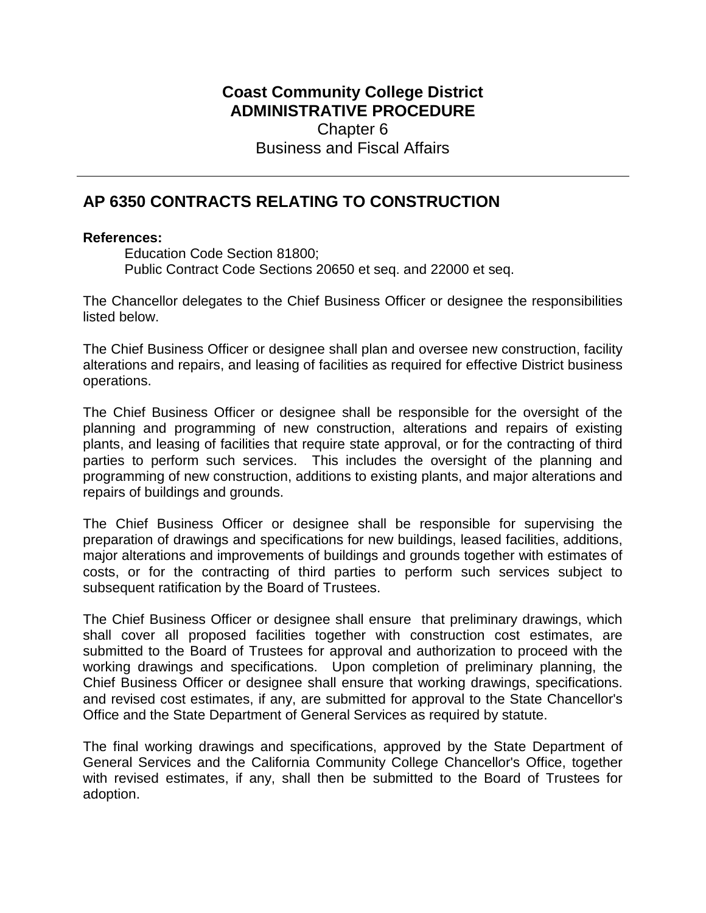**Coast Community College District**
**ADMINISTRATIVE PROCEDURE**
Chapter 6
Business and Fiscal Affairs

---

## AP 6350 CONTRACTS RELATING TO CONSTRUCTION

**References:**

Education Code Section 81800;
Public Contract Code Sections 20650 et seq. and 22000 et seq.

The Chancellor delegates to the Chief Business Officer or designee the responsibilities listed below.

The Chief Business Officer or designee shall plan and oversee new construction, facility alterations and repairs, and leasing of facilities as required for effective District business operations.

The Chief Business Officer or designee shall be responsible for the oversight of the planning and programming of new construction, alterations and repairs of existing plants, and leasing of facilities that require state approval, or for the contracting of third parties to perform such services. This includes the oversight of the planning and programming of new construction, additions to existing plants, and major alterations and repairs of buildings and grounds.

The Chief Business Officer or designee shall be responsible for supervising the preparation of drawings and specifications for new buildings, leased facilities, additions, major alterations and improvements of buildings and grounds together with estimates of costs, or for the contracting of third parties to perform such services subject to subsequent ratification by the Board of Trustees.

The Chief Business Officer or designee shall ensure that preliminary drawings, which shall cover all proposed facilities together with construction cost estimates, are submitted to the Board of Trustees for approval and authorization to proceed with the working drawings and specifications. Upon completion of preliminary planning, the Chief Business Officer or designee shall ensure that working drawings, specifications. and revised cost estimates, if any, are submitted for approval to the State Chancellor's Office and the State Department of General Services as required by statute.

The final working drawings and specifications, approved by the State Department of General Services and the California Community College Chancellor's Office, together with revised estimates, if any, shall then be submitted to the Board of Trustees for adoption.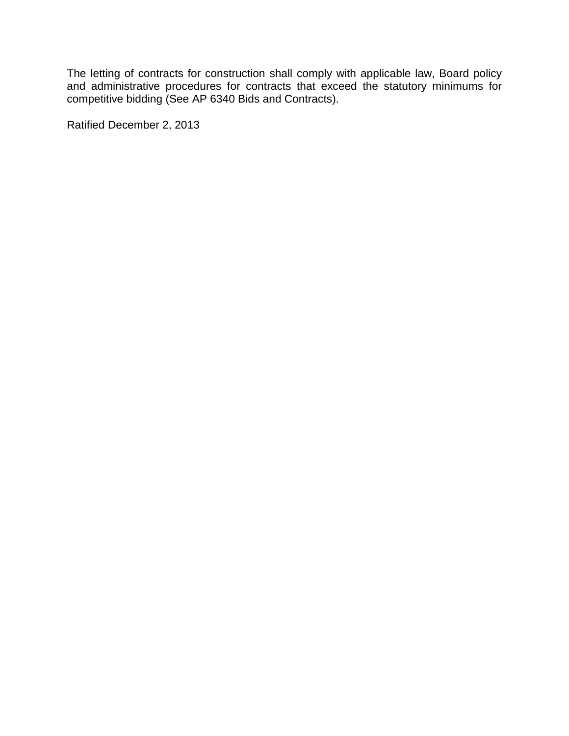The letting of contracts for construction shall comply with applicable law, Board policy and administrative procedures for contracts that exceed the statutory minimums for competitive bidding (See AP 6340 Bids and Contracts).

Ratified December 2, 2013